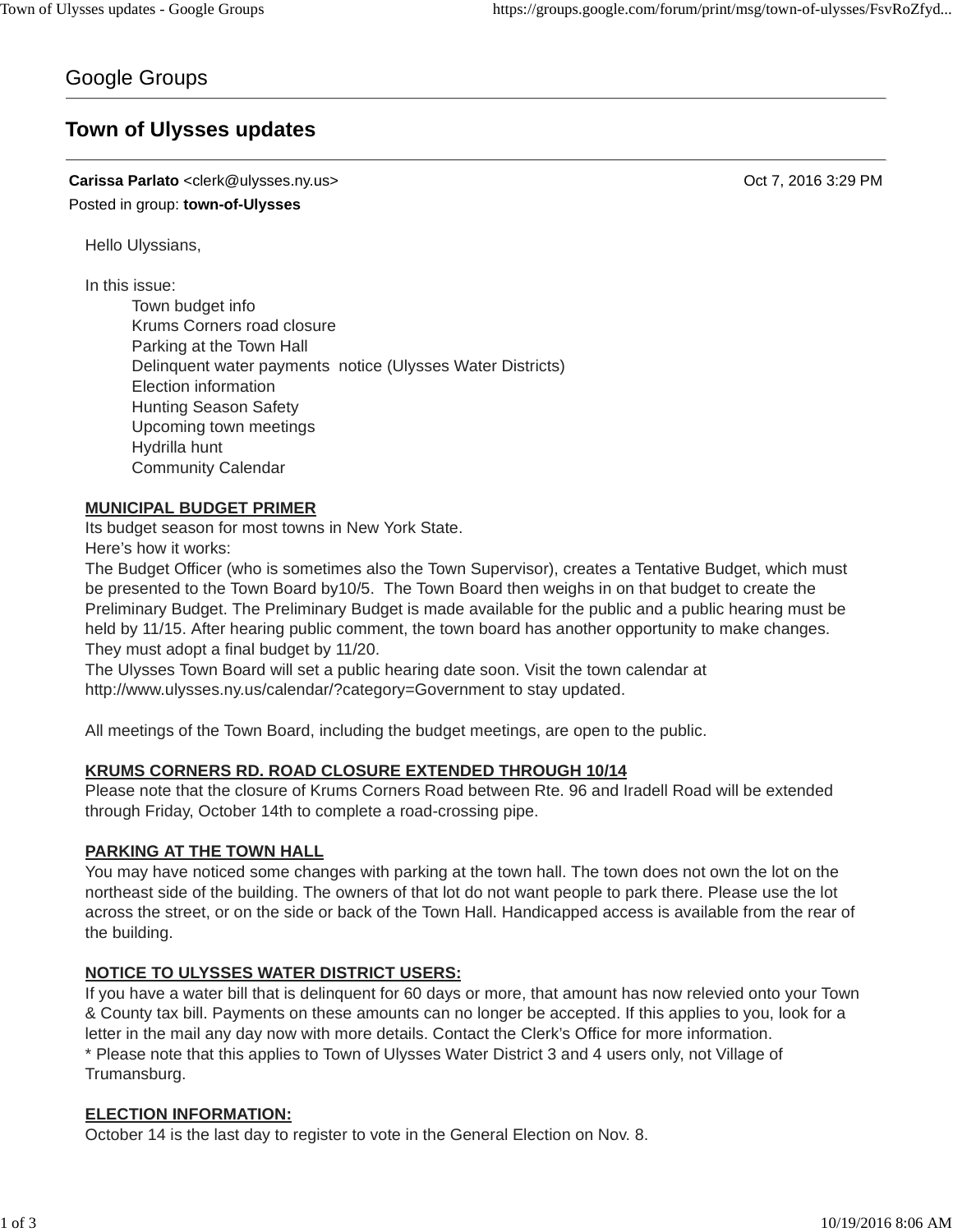Google Groups

# Town of Ulysses updates

**Carissa Parlato** <clerk@ulysses.ny.us> Oct 7, 2016 3:29 PM

Posted in group: **town-of-Ulysses**

Hello Ulyssians,

In this issue:

- Town budget info
- Krums Corners road closure
- Parking at the Town Hall
- Delinquent water payments notice (Ulysses Water Districts)
- Election information
- Hunting Season Safety
- Upcoming town meetings
- Hydrilla hunt
- Community Calendar

**MUNICIPAL BUDGET PRIMER**

Its budget season for most towns in New York State.
Here's how it works:
The Budget Officer (who is sometimes also the Town Supervisor), creates a Tentative Budget, which must be presented to the Town Board by10/5. The Town Board then weighs in on that budget to create the Preliminary Budget. The Preliminary Budget is made available for the public and a public hearing must be held by 11/15. After hearing public comment, the town board has another opportunity to make changes. They must adopt a final budget by 11/20.
The Ulysses Town Board will set a public hearing date soon. Visit the town calendar at http://www.ulysses.ny.us/calendar/?category=Government to stay updated.

All meetings of the Town Board, including the budget meetings, are open to the public.

**KRUMS CORNERS RD. ROAD CLOSURE EXTENDED THROUGH 10/14**

Please note that the closure of Krums Corners Road between Rte. 96 and Iradell Road will be extended through Friday, October 14th to complete a road-crossing pipe.

**PARKING AT THE TOWN HALL**

You may have noticed some changes with parking at the town hall. The town does not own the lot on the northeast side of the building. The owners of that lot do not want people to park there. Please use the lot across the street, or on the side or back of the Town Hall. Handicapped access is available from the rear of the building.

**NOTICE TO ULYSSES WATER DISTRICT USERS:**

If you have a water bill that is delinquent for 60 days or more, that amount has now relevied onto your Town & County tax bill. Payments on these amounts can no longer be accepted. If this applies to you, look for a letter in the mail any day now with more details. Contact the Clerk's Office for more information.
* Please note that this applies to Town of Ulysses Water District 3 and 4 users only, not Village of Trumansburg.

**ELECTION INFORMATION:**

October 14 is the last day to register to vote in the General Election on Nov. 8.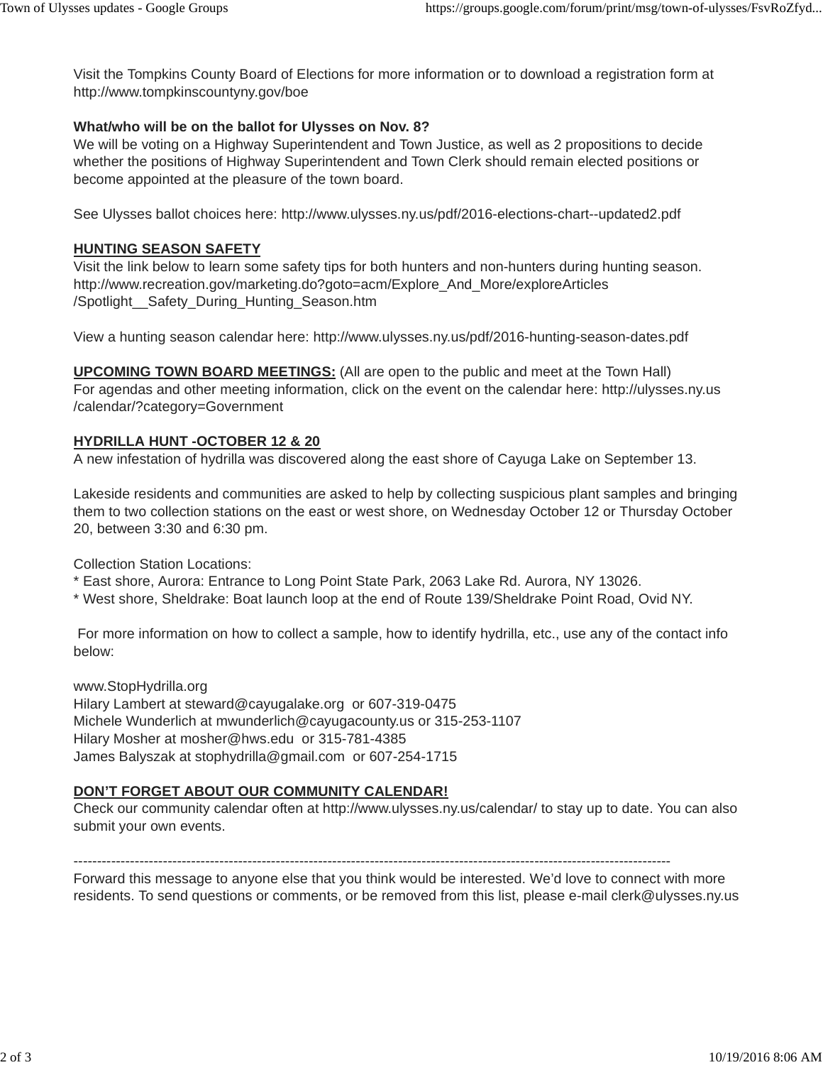Visit the Tompkins County Board of Elections for more information or to download a registration form at http://www.tompkinscountyny.gov/boe

**What/who will be on the ballot for Ulysses on Nov. 8?**

We will be voting on a Highway Superintendent and Town Justice, as well as 2 propositions to decide whether the positions of Highway Superintendent and Town Clerk should remain elected positions or become appointed at the pleasure of the town board.

See Ulysses ballot choices here: http://www.ulysses.ny.us/pdf/2016-elections-chart--updated2.pdf

**HUNTING SEASON SAFETY**

Visit the link below to learn some safety tips for both hunters and non-hunters during hunting season. http://www.recreation.gov/marketing.do?goto=acm/Explore_And_More/exploreArticles/Spotlight__Safety_During_Hunting_Season.htm

View a hunting season calendar here: http://www.ulysses.ny.us/pdf/2016-hunting-season-dates.pdf

**UPCOMING TOWN BOARD MEETINGS:** (All are open to the public and meet at the Town Hall)

For agendas and other meeting information, click on the event on the calendar here: http://ulysses.ny.us/calendar/?category=Government

**HYDRILLA HUNT -OCTOBER 12 & 20**

A new infestation of hydrilla was discovered along the east shore of Cayuga Lake on September 13.

Lakeside residents and communities are asked to help by collecting suspicious plant samples and bringing them to two collection stations on the east or west shore, on Wednesday October 12 or Thursday October 20, between 3:30 and 6:30 pm.

Collection Station Locations:

* East shore, Aurora: Entrance to Long Point State Park, 2063 Lake Rd. Aurora, NY 13026.
* West shore, Sheldrake: Boat launch loop at the end of Route 139/Sheldrake Point Road, Ovid NY.

For more information on how to collect a sample, how to identify hydrilla, etc., use any of the contact info below:

www.StopHydrilla.org
Hilary Lambert at steward@cayugalake.org or 607-319-0475
Michele Wunderlich at mwunderlich@cayugacounty.us or 315-253-1107
Hilary Mosher at mosher@hws.edu or 315-781-4385
James Balyszak at stophydrilla@gmail.com or 607-254-1715

**DON'T FORGET ABOUT OUR COMMUNITY CALENDAR!**

Check our community calendar often at http://www.ulysses.ny.us/calendar/ to stay up to date. You can also submit your own events.

---

Forward this message to anyone else that you think would be interested. We'd love to connect with more residents. To send questions or comments, or be removed from this list, please e-mail clerk@ulysses.ny.us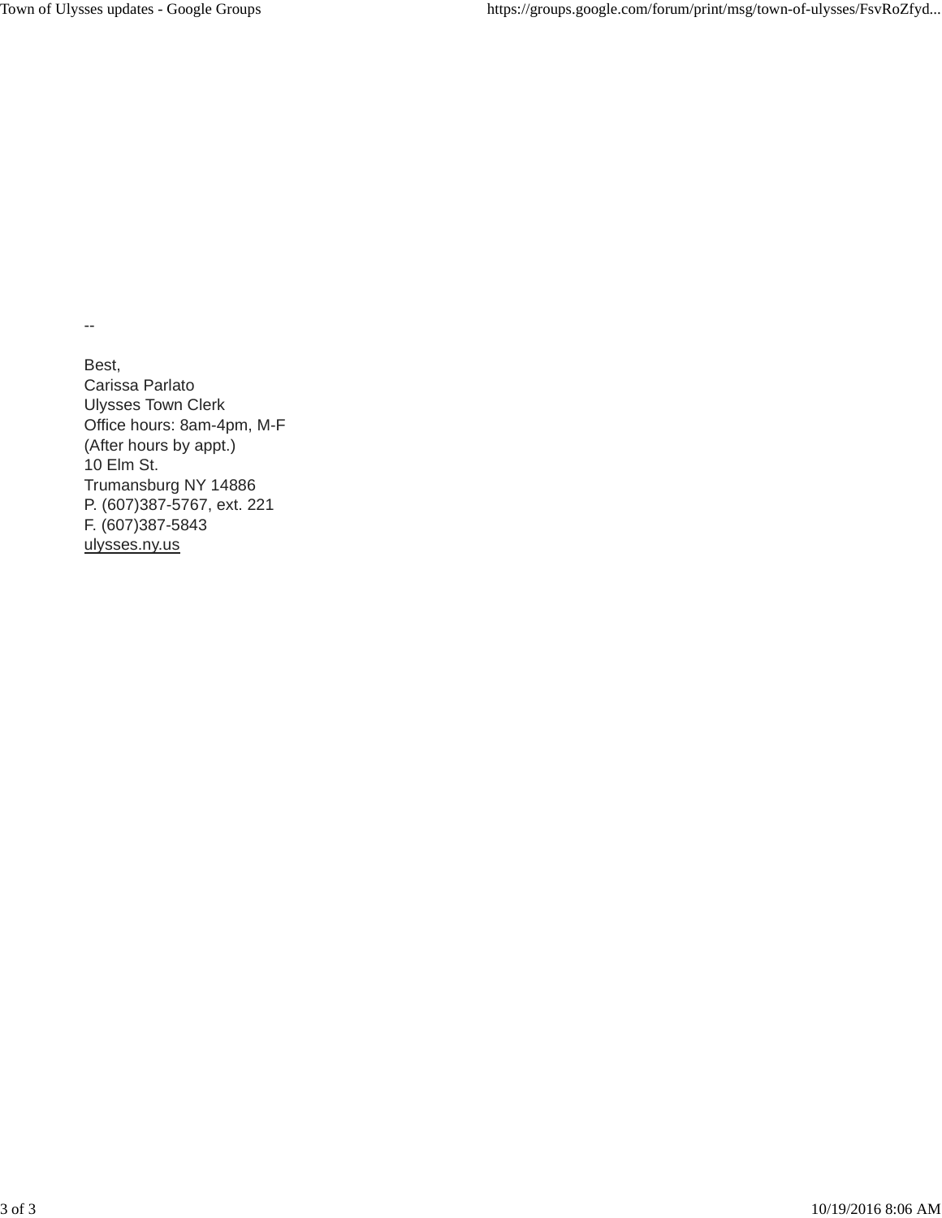--

Best,
Carissa Parlato
Ulysses Town Clerk
Office hours: 8am-4pm, M-F
(After hours by appt.)
10 Elm St.
Trumansburg NY 14886
P. (607)387-5767, ext. 221
F. (607)387-5843
ulysses.ny.us